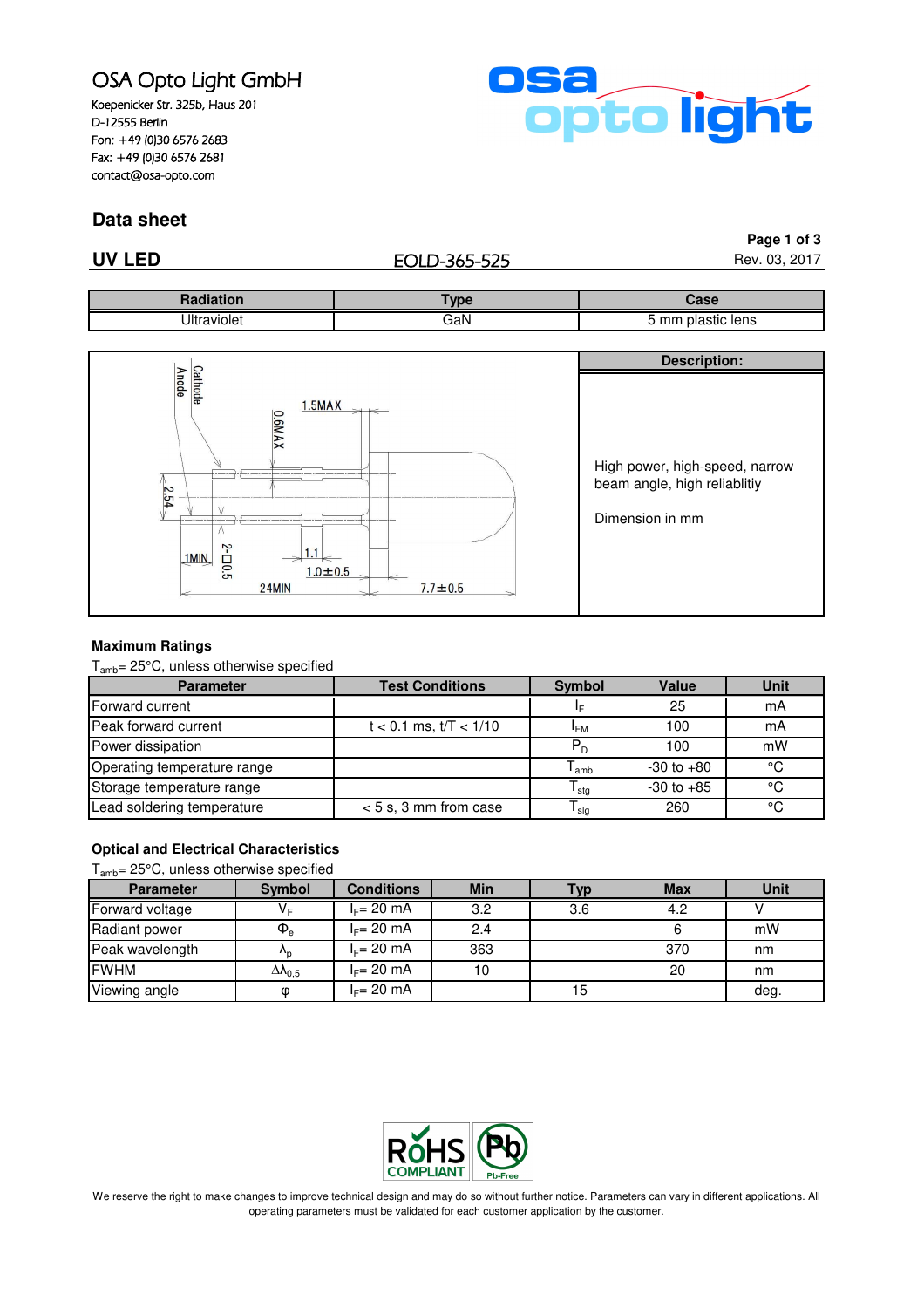OSA Opto Light GmbH
Koepenicker Str. 325b, Haus 201
D-12555 Berlin
Fon: +49 (0)30 6576 2683
Fax: +49 (0)30 6576 2681
contact@osa-opto.com

## Data sheet

**UV LED** EOLD-365-525

Rev. 03, 2017

| Radiation | Type | Case |
|---|---|---|
| Ultraviolet | GaN | 5 mm plastic lens |

**Description:**

High power, high-speed, narrow beam angle, high reliablitiy

Dimension in mm

### Maximum Ratings

$T_{amb}$= 25°C, unless otherwise specified

| Parameter | Test Conditions | Symbol | Value | Unit |
|---|---|---|---|---|
| Forward current | | $I_F$ | 25 | mA |
| Peak forward current | t < 0.1 ms, t/T < 1/10 | $I_{FM}$ | 100 | mA |
| Power dissipation | | $P_D$ | 100 | mW |
| Operating temperature range | | $T_{amb}$ | -30 to +80 | °C |
| Storage temperature range | | $T_{stg}$ | -30 to +85 | °C |
| Lead soldering temperature | < 5 s, 3 mm from case | $T_{slg}$ | 260 | °C |

### Optical and Electrical Characteristics

$T_{amb}$= 25°C, unless otherwise specified

| Parameter | Symbol | Conditions | Min | Typ | Max | Unit |
|---|---|---|---|---|---|---|
| Forward voltage | $V_F$ | $I_F$= 20 mA | 3.2 | 3.6 | 4.2 | V |
| Radiant power | $\Phi_e$ | $I_F$= 20 mA | 2.4 | | 6 | mW |
| Peak wavelength | $\lambda_p$ | $I_F$= 20 mA | 363 | | 370 | nm |
| FWHM | $\Delta\lambda_{0,5}$ | $I_F$= 20 mA | 10 | | 20 | nm |
| Viewing angle | $\varphi$ | $I_F$= 20 mA | | 15 | | deg. |

We reserve the right to make changes to improve technical design and may do so without further notice. Parameters can vary in different applications. All operating parameters must be validated for each customer application by the customer.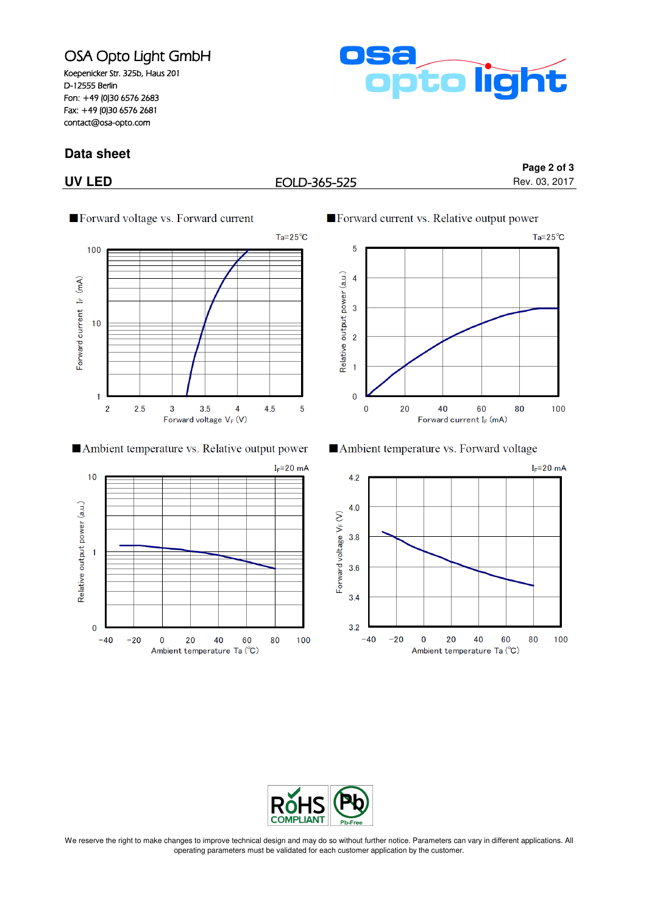OSA Opto Light GmbH
Koepenicker Str. 325b, Haus 201
D-12555 Berlin
Fon: +49 (0)30 6576 2683
Fax: +49 (0)30 6576 2681
contact@osa-opto.com

## Data sheet

## UV LED

EOLD-365-525

Rev. 03, 2017

■Forward voltage vs. Forward current

Ta=25℃

Forward current $I_F$ (mA)

Forward voltage $V_F$ (V)

■Forward current vs. Relative output power

Ta=25℃

Relative output power (a.u.)

Forward current $I_F$ (mA)

■Ambient temperature vs. Relative output power

$I_F$=20 mA

Relative output power (a.u.)

Ambient temperature Ta (℃)

■Ambient temperature vs. Forward voltage

$I_F$=20 mA

Forward voltage $V_F$ (V)

Ambient temperature Ta (℃)

RoHS COMPLIANT

Pb-Free

We reserve the right to make changes to improve technical design and may do so without further notice. Parameters can vary in different applications. All operating parameters must be validated for each customer application by the customer.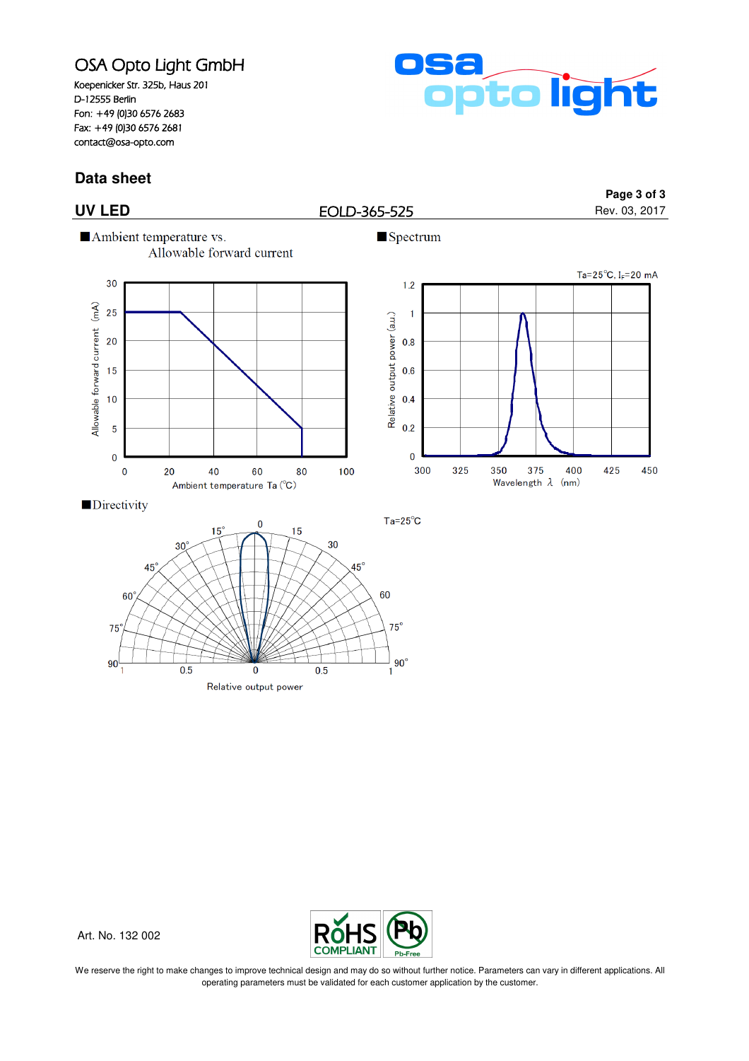OSA Opto Light GmbH
Koepenicker Str. 325b, Haus 201
D-12555 Berlin
Fon: +49 (0)30 6576 2683
Fax: +49 (0)30 6576 2681
contact@osa-opto.com

## Data sheet

## UV LED EOLD-365-525

Rev. 03, 2017

■Ambient temperature vs. Allowable forward current

Allowable forward current (mA)
30
25
20
15
10
5
0
0
20
40
60
80
100
Ambient temperature Ta (℃)

■Spectrum

Ta=25℃, $I_F$=20 mA

Relative output power (a.u.)
1.2
1
0.8
0.6
0.4
0.2
0
300
325
350
375
400
425
450
Wavelength λ (nm)

■Directivity

Ta=25℃

0
15°
15
30°
30
45°
45°
60°
60
75°
75°
90
90°
1
0.5
0
0.5
1
Relative output power

Art. No. 132 002

RoHS COMPLIANT
Pb-Free

We reserve the right to make changes to improve technical design and may do so without further notice. Parameters can vary in different applications. All operating parameters must be validated for each customer application by the customer.